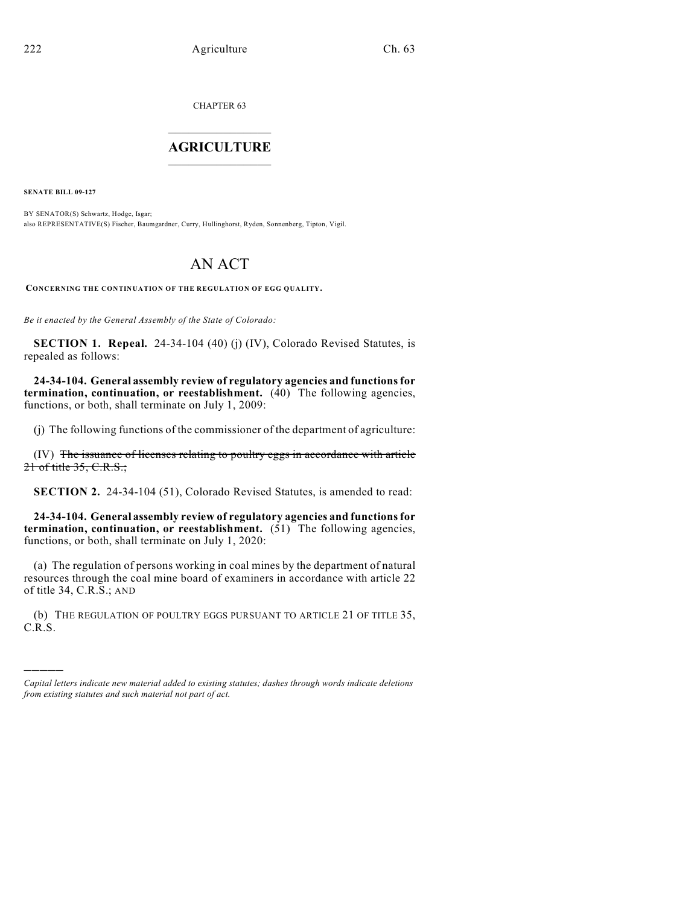CHAPTER 63

# AGRICULTURE

**SENATE BILL 09-127**

BY SENATOR(S) Schwartz, Hodge, Isgar;
also REPRESENTATIVE(S) Fischer, Baumgardner, Curry, Hullinghorst, Ryden, Sonnenberg, Tipton, Vigil.

# AN ACT

**CONCERNING THE CONTINUATION OF THE REGULATION OF EGG QUALITY.**

*Be it enacted by the General Assembly of the State of Colorado:*

**SECTION 1. Repeal.** 24-34-104 (40) (j) (IV), Colorado Revised Statutes, is repealed as follows:

**24-34-104. General assembly review of regulatory agencies and functions for termination, continuation, or reestablishment.** (40) The following agencies, functions, or both, shall terminate on July 1, 2009:

(j) The following functions of the commissioner of the department of agriculture:

(IV) ~~The issuance of licenses relating to poultry eggs in accordance with article 21 of title 35, C.R.S.;~~

**SECTION 2.** 24-34-104 (51), Colorado Revised Statutes, is amended to read:

**24-34-104. General assembly review of regulatory agencies and functions for termination, continuation, or reestablishment.** (51) The following agencies, functions, or both, shall terminate on July 1, 2020:

(a) The regulation of persons working in coal mines by the department of natural resources through the coal mine board of examiners in accordance with article 22 of title 34, C.R.S.; AND

(b) THE REGULATION OF POULTRY EGGS PURSUANT TO ARTICLE 21 OF TITLE 35, C.R.S.

---

*Capital letters indicate new material added to existing statutes; dashes through words indicate deletions from existing statutes and such material not part of act.*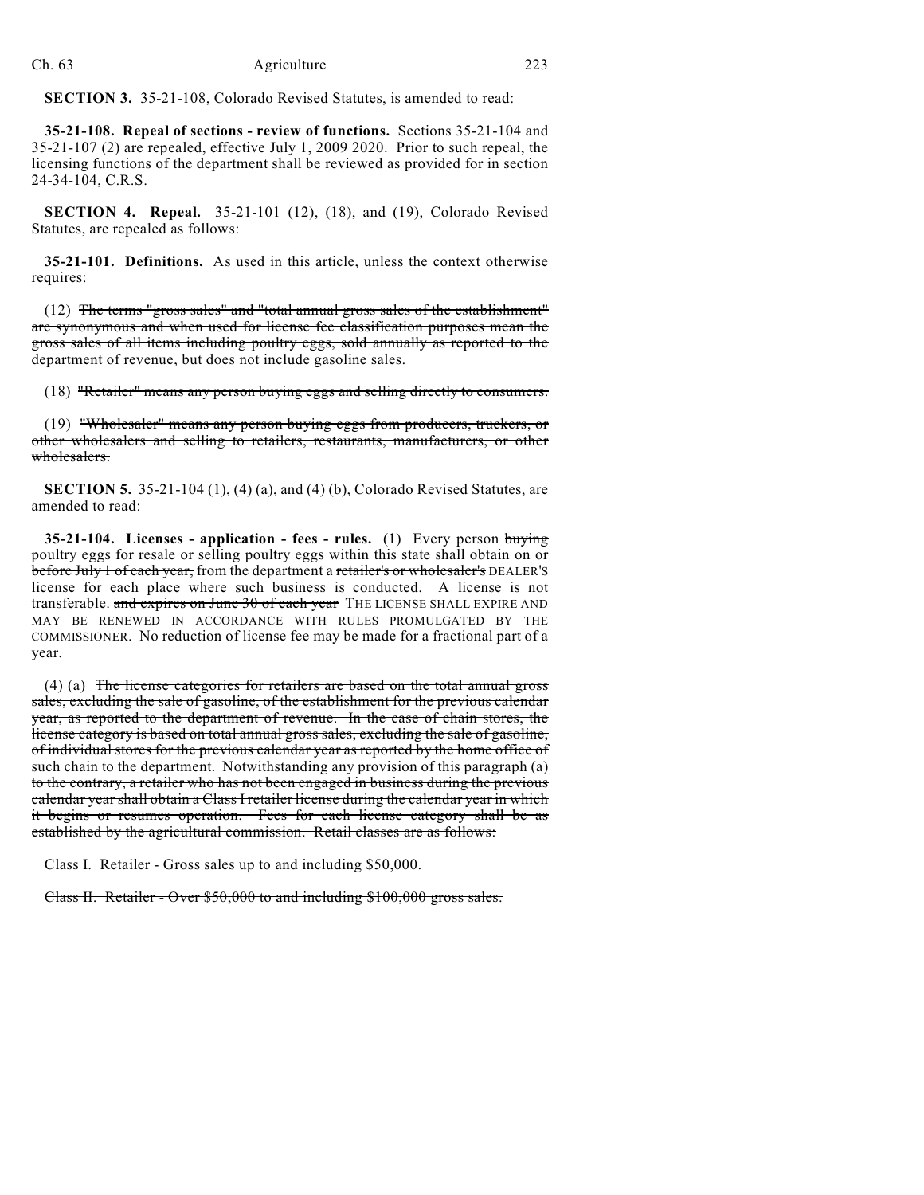**SECTION 3.** 35-21-108, Colorado Revised Statutes, is amended to read:

**35-21-108. Repeal of sections - review of functions.** Sections 35-21-104 and 35-21-107 (2) are repealed, effective July 1, ~~2009~~ 2020. Prior to such repeal, the licensing functions of the department shall be reviewed as provided for in section 24-34-104, C.R.S.

**SECTION 4. Repeal.** 35-21-101 (12), (18), and (19), Colorado Revised Statutes, are repealed as follows:

**35-21-101. Definitions.** As used in this article, unless the context otherwise requires:

(12) ~~The terms "gross sales" and "total annual gross sales of the establishment" are synonymous and when used for license fee classification purposes mean the gross sales of all items including poultry eggs, sold annually as reported to the department of revenue, but does not include gasoline sales.~~

(18) ~~"Retailer" means any person buying eggs and selling directly to consumers.~~

(19) ~~"Wholesaler" means any person buying eggs from producers, truckers, or other wholesalers and selling to retailers, restaurants, manufacturers, or other wholesalers.~~

**SECTION 5.** 35-21-104 (1), (4) (a), and (4) (b), Colorado Revised Statutes, are amended to read:

**35-21-104. Licenses - application - fees - rules.** (1) Every person ~~buying poultry eggs for resale or~~ selling poultry eggs within this state shall obtain ~~on or before July 1 of each year,~~ from the department a ~~retailer's or wholesaler's~~ DEALER'S license for each place where such business is conducted. A license is not transferable. ~~and expires on June 30 of each year~~ THE LICENSE SHALL EXPIRE AND MAY BE RENEWED IN ACCORDANCE WITH RULES PROMULGATED BY THE COMMISSIONER. No reduction of license fee may be made for a fractional part of a year.

(4) (a) ~~The license categories for retailers are based on the total annual gross sales, excluding the sale of gasoline, of the establishment for the previous calendar year, as reported to the department of revenue. In the case of chain stores, the license category is based on total annual gross sales, excluding the sale of gasoline, of individual stores for the previous calendar year as reported by the home office of such chain to the department. Notwithstanding any provision of this paragraph (a) to the contrary, a retailer who has not been engaged in business during the previous calendar year shall obtain a Class I retailer license during the calendar year in which it begins or resumes operation. Fees for each license category shall be as established by the agricultural commission. Retail classes are as follows:~~

~~Class I. Retailer - Gross sales up to and including $50,000.~~

~~Class II. Retailer - Over $50,000 to and including $100,000 gross sales.~~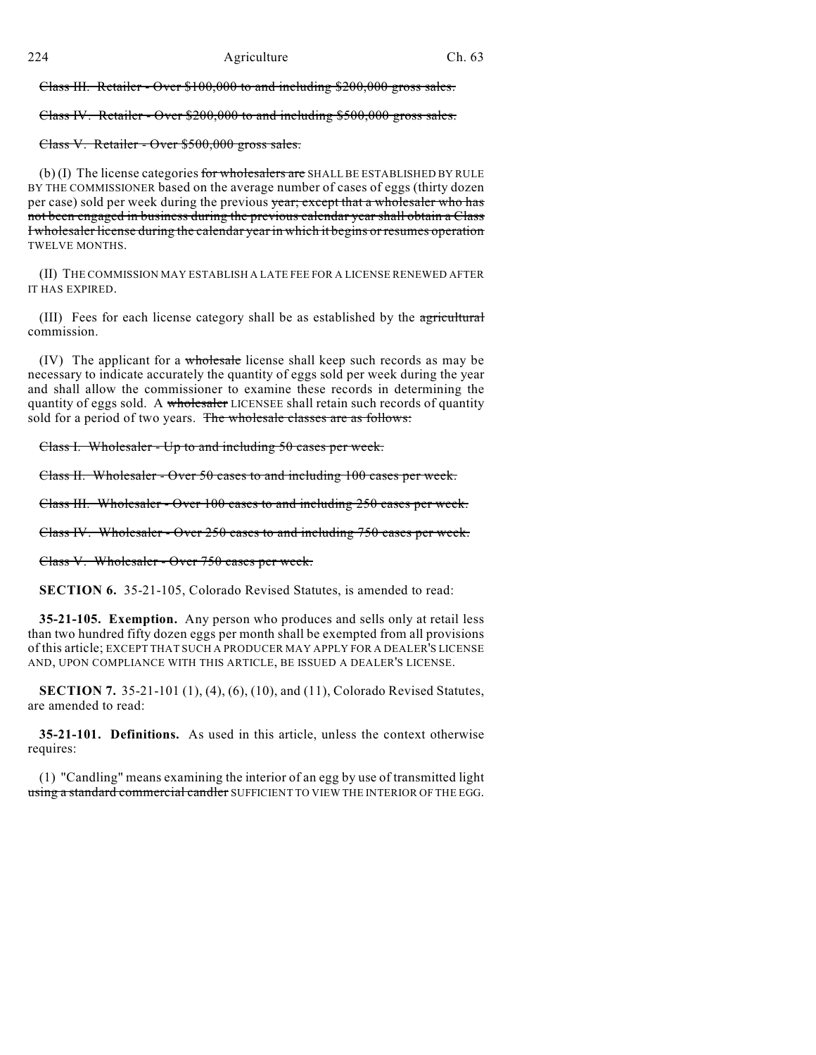~~Class III. Retailer - Over $100,000 to and including $200,000 gross sales.~~

~~Class IV. Retailer - Over $200,000 to and including $500,000 gross sales.~~

~~Class V. Retailer - Over $500,000 gross sales.~~

(b) (I) The license categories ~~for wholesalers are~~ SHALL BE ESTABLISHED BY RULE BY THE COMMISSIONER based on the average number of cases of eggs (thirty dozen per case) sold per week during the previous ~~year; except that a wholesaler who has not been engaged in business during the previous calendar year shall obtain a Class I wholesaler license during the calendar year in which it begins or resumes operation~~ TWELVE MONTHS.

(II) THE COMMISSION MAY ESTABLISH A LATE FEE FOR A LICENSE RENEWED AFTER IT HAS EXPIRED.

(III) Fees for each license category shall be as established by the ~~agricultural~~ commission.

(IV) The applicant for a ~~wholesale~~ license shall keep such records as may be necessary to indicate accurately the quantity of eggs sold per week during the year and shall allow the commissioner to examine these records in determining the quantity of eggs sold. A ~~wholesaler~~ LICENSEE shall retain such records of quantity sold for a period of two years. ~~The wholesale classes are as follows:~~

~~Class I. Wholesaler - Up to and including 50 cases per week.~~

~~Class II. Wholesaler - Over 50 cases to and including 100 cases per week.~~

~~Class III. Wholesaler - Over 100 cases to and including 250 cases per week.~~

~~Class IV. Wholesaler - Over 250 cases to and including 750 cases per week.~~

~~Class V. Wholesaler - Over 750 cases per week.~~

**SECTION 6.** 35-21-105, Colorado Revised Statutes, is amended to read:

**35-21-105. Exemption.** Any person who produces and sells only at retail less than two hundred fifty dozen eggs per month shall be exempted from all provisions of this article; EXCEPT THAT SUCH A PRODUCER MAY APPLY FOR A DEALER'S LICENSE AND, UPON COMPLIANCE WITH THIS ARTICLE, BE ISSUED A DEALER'S LICENSE.

**SECTION 7.** 35-21-101 (1), (4), (6), (10), and (11), Colorado Revised Statutes, are amended to read:

**35-21-101. Definitions.** As used in this article, unless the context otherwise requires:

(1) "Candling" means examining the interior of an egg by use of transmitted light ~~using a standard commercial candler~~ SUFFICIENT TO VIEW THE INTERIOR OF THE EGG.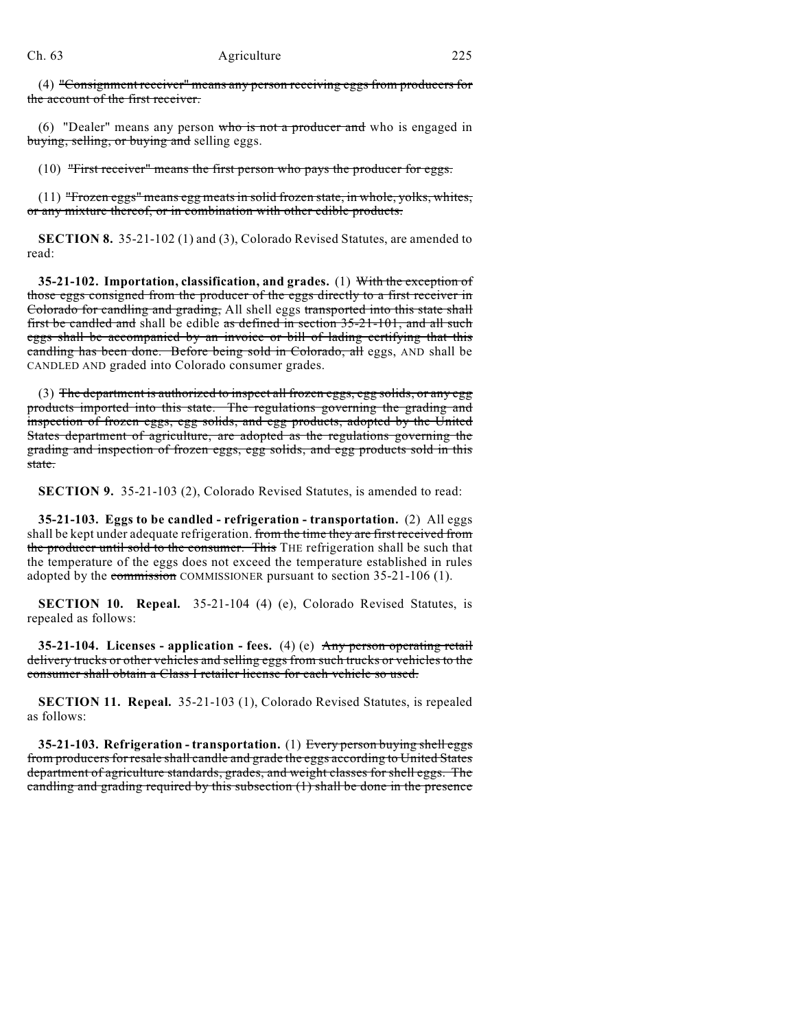(4) ~~"Consignment receiver" means any person receiving eggs from producers for the account of the first receiver.~~

(6) "Dealer" means any person ~~who is not a producer and~~ who is engaged in ~~buying, selling, or buying and~~ selling eggs.

(10) ~~"First receiver" means the first person who pays the producer for eggs.~~

(11) ~~"Frozen eggs" means egg meats in solid frozen state, in whole, yolks, whites, or any mixture thereof, or in combination with other edible products.~~

**SECTION 8.** 35-21-102 (1) and (3), Colorado Revised Statutes, are amended to read:

**35-21-102. Importation, classification, and grades.** (1) ~~With the exception of those eggs consigned from the producer of the eggs directly to a first receiver in Colorado for candling and grading,~~ All shell eggs ~~transported into this state shall first be candled and~~ shall be edible ~~as defined in section 35-21-101, and all such eggs shall be accompanied by an invoice or bill of lading certifying that this candling has been done. Before being sold in Colorado, all~~ eggs, AND shall be CANDLED AND graded into Colorado consumer grades.

(3) ~~The department is authorized to inspect all frozen eggs, egg solids, or any egg products imported into this state. The regulations governing the grading and inspection of frozen eggs, egg solids, and egg products, adopted by the United States department of agriculture, are adopted as the regulations governing the grading and inspection of frozen eggs, egg solids, and egg products sold in this state.~~

**SECTION 9.** 35-21-103 (2), Colorado Revised Statutes, is amended to read:

**35-21-103. Eggs to be candled - refrigeration - transportation.** (2) All eggs shall be kept under adequate refrigeration. ~~from the time they are first received from the producer until sold to the consumer. This~~ THE refrigeration shall be such that the temperature of the eggs does not exceed the temperature established in rules adopted by the ~~commission~~ COMMISSIONER pursuant to section 35-21-106 (1).

**SECTION 10. Repeal.** 35-21-104 (4) (e), Colorado Revised Statutes, is repealed as follows:

**35-21-104. Licenses - application - fees.** (4) (e) ~~Any person operating retail delivery trucks or other vehicles and selling eggs from such trucks or vehicles to the consumer shall obtain a Class I retailer license for each vehicle so used.~~

**SECTION 11. Repeal.** 35-21-103 (1), Colorado Revised Statutes, is repealed as follows:

**35-21-103. Refrigeration - transportation.** (1) ~~Every person buying shell eggs from producers for resale shall candle and grade the eggs according to United States department of agriculture standards, grades, and weight classes for shell eggs. The candling and grading required by this subsection (1) shall be done in the presence~~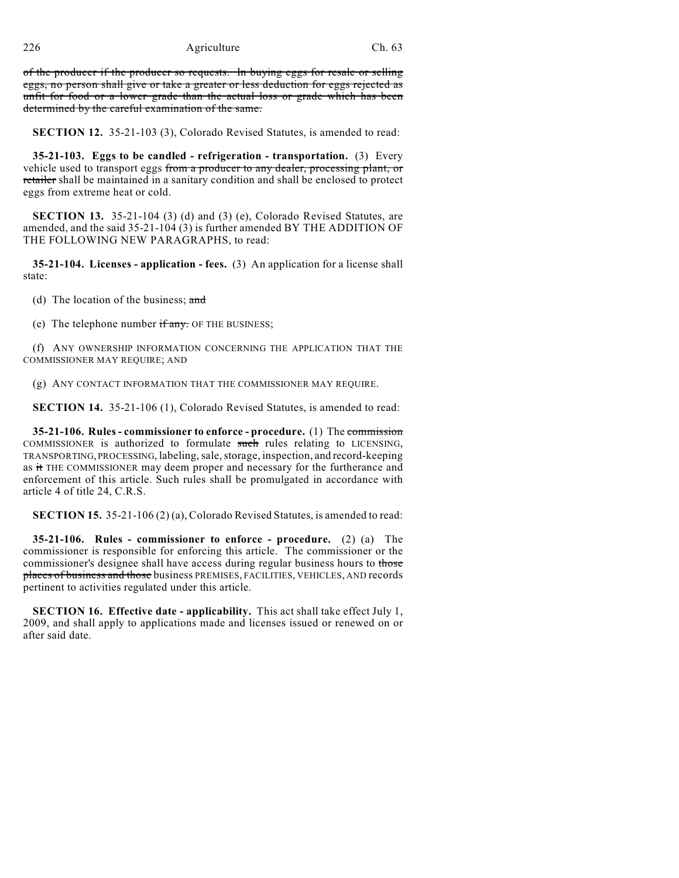~~of the producer if the producer so requests. In buying eggs for resale or selling eggs, no person shall give or take a greater or less deduction for eggs rejected as unfit for food or a lower grade than the actual loss or grade which has been determined by the careful examination of the same.~~

**SECTION 12.** 35-21-103 (3), Colorado Revised Statutes, is amended to read:

**35-21-103. Eggs to be candled - refrigeration - transportation.** (3) Every vehicle used to transport eggs ~~from a producer to any dealer, processing plant, or retailer~~ shall be maintained in a sanitary condition and shall be enclosed to protect eggs from extreme heat or cold.

**SECTION 13.** 35-21-104 (3) (d) and (3) (e), Colorado Revised Statutes, are amended, and the said 35-21-104 (3) is further amended BY THE ADDITION OF THE FOLLOWING NEW PARAGRAPHS, to read:

**35-21-104. Licenses - application - fees.** (3) An application for a license shall state:

(d) The location of the business; ~~and~~

(e) The telephone number ~~if any.~~ OF THE BUSINESS;

(f) ANY OWNERSHIP INFORMATION CONCERNING THE APPLICATION THAT THE COMMISSIONER MAY REQUIRE; AND

(g) ANY CONTACT INFORMATION THAT THE COMMISSIONER MAY REQUIRE.

**SECTION 14.** 35-21-106 (1), Colorado Revised Statutes, is amended to read:

**35-21-106. Rules - commissioner to enforce - procedure.** (1) The ~~commission~~ COMMISSIONER is authorized to formulate ~~such~~ rules relating to LICENSING, TRANSPORTING, PROCESSING, labeling, sale, storage, inspection, and record-keeping as ~~it~~ THE COMMISSIONER may deem proper and necessary for the furtherance and enforcement of this article. Such rules shall be promulgated in accordance with article 4 of title 24, C.R.S.

**SECTION 15.** 35-21-106 (2) (a), Colorado Revised Statutes, is amended to read:

**35-21-106. Rules - commissioner to enforce - procedure.** (2) (a) The commissioner is responsible for enforcing this article. The commissioner or the commissioner's designee shall have access during regular business hours to ~~those places of business and those~~ business PREMISES, FACILITIES, VEHICLES, AND records pertinent to activities regulated under this article.

**SECTION 16. Effective date - applicability.** This act shall take effect July 1, 2009, and shall apply to applications made and licenses issued or renewed on or after said date.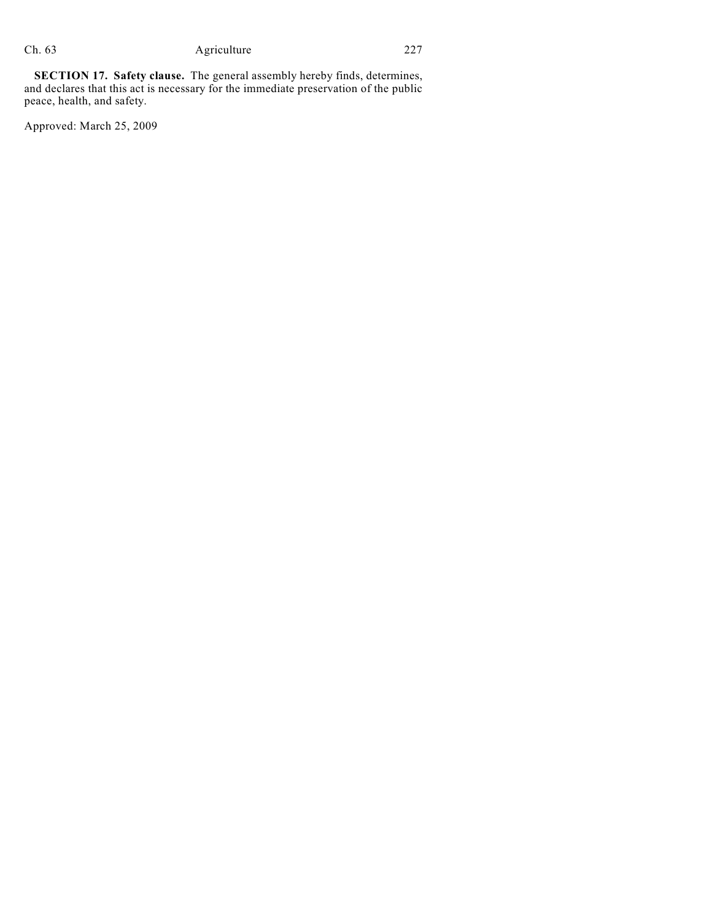**SECTION 17. Safety clause.** The general assembly hereby finds, determines, and declares that this act is necessary for the immediate preservation of the public peace, health, and safety.

Approved: March 25, 2009